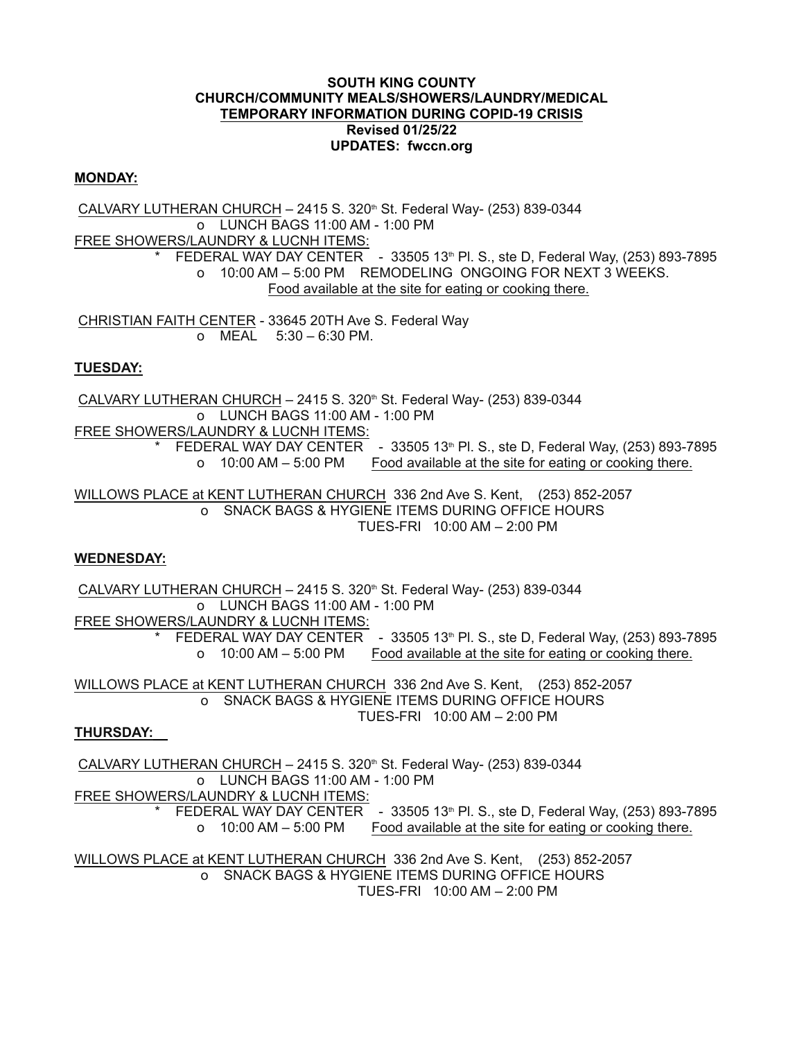**SOUTH KING COUNTY**
**CHURCH/COMMUNITY MEALS/SHOWERS/LAUNDRY/MEDICAL**
**TEMPORARY INFORMATION DURING COPID-19 CRISIS**
**Revised 01/25/22**
**UPDATES: fwccn.org**

**MONDAY:**

CALVARY LUTHERAN CHURCH – 2415 S. 320th St. Federal Way- (253) 839-0344
- LUNCH BAGS 11:00 AM - 1:00 PM

FREE SHOWERS/LAUNDRY & LUCNH ITEMS:
- * FEDERAL WAY DAY CENTER - 33505 13th Pl. S., ste D, Federal Way, (253) 893-7895
  - 10:00 AM – 5:00 PM REMODELING ONGOING FOR NEXT 3 WEEKS.
  - Food available at the site for eating or cooking there.

CHRISTIAN FAITH CENTER - 33645 20TH Ave S. Federal Way
- MEAL 5:30 – 6:30 PM.

**TUESDAY:**

CALVARY LUTHERAN CHURCH – 2415 S. 320th St. Federal Way- (253) 839-0344
- LUNCH BAGS 11:00 AM - 1:00 PM

FREE SHOWERS/LAUNDRY & LUCNH ITEMS:
- * FEDERAL WAY DAY CENTER - 33505 13th Pl. S., ste D, Federal Way, (253) 893-7895
  - 10:00 AM – 5:00 PM Food available at the site for eating or cooking there.

WILLOWS PLACE at KENT LUTHERAN CHURCH 336 2nd Ave S. Kent, (253) 852-2057
- SNACK BAGS & HYGIENE ITEMS DURING OFFICE HOURS
  TUES-FRI 10:00 AM – 2:00 PM

**WEDNESDAY:**

CALVARY LUTHERAN CHURCH – 2415 S. 320th St. Federal Way- (253) 839-0344
- LUNCH BAGS 11:00 AM - 1:00 PM

FREE SHOWERS/LAUNDRY & LUCNH ITEMS:
- * FEDERAL WAY DAY CENTER - 33505 13th Pl. S., ste D, Federal Way, (253) 893-7895
  - 10:00 AM – 5:00 PM Food available at the site for eating or cooking there.

WILLOWS PLACE at KENT LUTHERAN CHURCH 336 2nd Ave S. Kent, (253) 852-2057
- SNACK BAGS & HYGIENE ITEMS DURING OFFICE HOURS
  TUES-FRI 10:00 AM – 2:00 PM

**THURSDAY:**

CALVARY LUTHERAN CHURCH – 2415 S. 320th St. Federal Way- (253) 839-0344
- LUNCH BAGS 11:00 AM - 1:00 PM

FREE SHOWERS/LAUNDRY & LUCNH ITEMS:
- * FEDERAL WAY DAY CENTER - 33505 13th Pl. S., ste D, Federal Way, (253) 893-7895
  - 10:00 AM – 5:00 PM Food available at the site for eating or cooking there.

WILLOWS PLACE at KENT LUTHERAN CHURCH 336 2nd Ave S. Kent, (253) 852-2057
- SNACK BAGS & HYGIENE ITEMS DURING OFFICE HOURS
  TUES-FRI 10:00 AM – 2:00 PM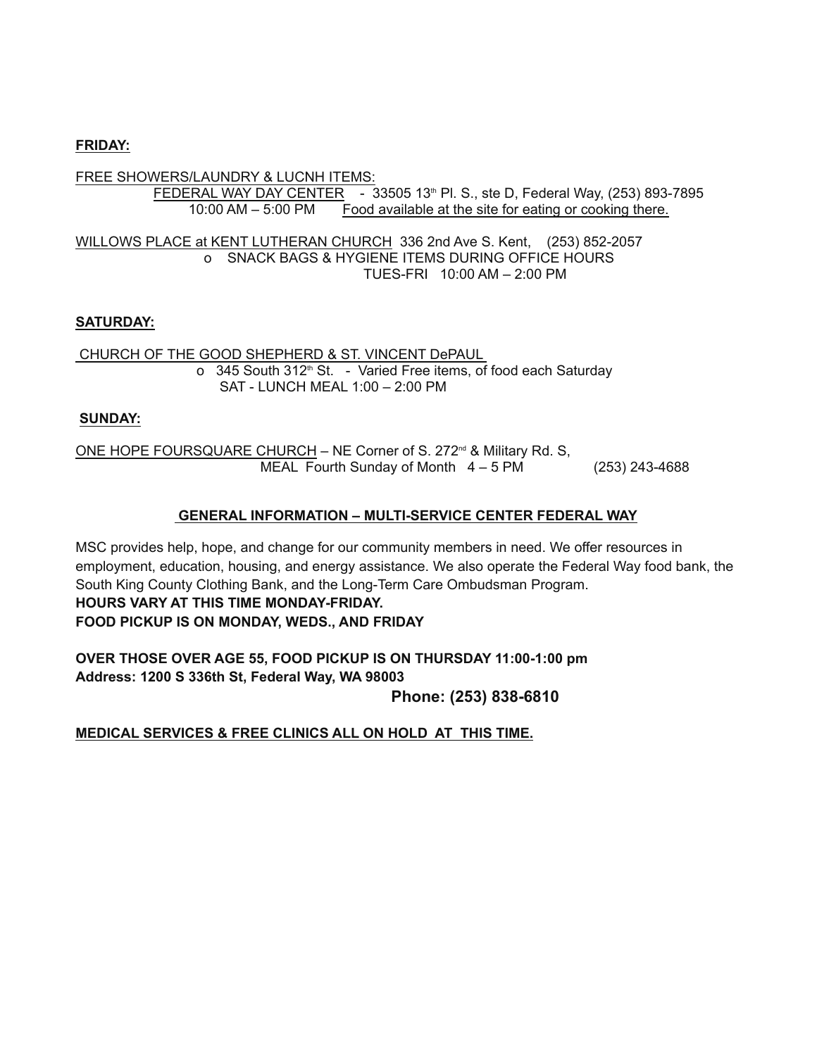**FRIDAY:**

FREE SHOWERS/LAUNDRY & LUCNH ITEMS:

FEDERAL WAY DAY CENTER - 33505 13th Pl. S., ste D, Federal Way, (253) 893-7895
10:00 AM – 5:00 PM Food available at the site for eating or cooking there.

WILLOWS PLACE at KENT LUTHERAN CHURCH 336 2nd Ave S. Kent, (253) 852-2057

- SNACK BAGS & HYGIENE ITEMS DURING OFFICE HOURS
  TUES-FRI 10:00 AM – 2:00 PM

**SATURDAY:**

CHURCH OF THE GOOD SHEPHERD & ST. VINCENT DePAUL

- 345 South 312th St. - Varied Free items, of food each Saturday
  SAT - LUNCH MEAL 1:00 – 2:00 PM

**SUNDAY:**

ONE HOPE FOURSQUARE CHURCH – NE Corner of S. 272nd & Military Rd. S,
MEAL Fourth Sunday of Month 4 – 5 PM (253) 243-4688

**GENERAL INFORMATION – MULTI-SERVICE CENTER FEDERAL WAY**

MSC provides help, hope, and change for our community members in need. We offer resources in employment, education, housing, and energy assistance. We also operate the Federal Way food bank, the South King County Clothing Bank, and the Long-Term Care Ombudsman Program.

**HOURS VARY AT THIS TIME MONDAY-FRIDAY.**
**FOOD PICKUP IS ON MONDAY, WEDS., AND FRIDAY**

**OVER THOSE OVER AGE 55, FOOD PICKUP IS ON THURSDAY 11:00-1:00 pm**
**Address: 1200 S 336th St, Federal Way, WA 98003**
**Phone: (253) 838-6810**

**MEDICAL SERVICES & FREE CLINICS ALL ON HOLD AT THIS TIME.**